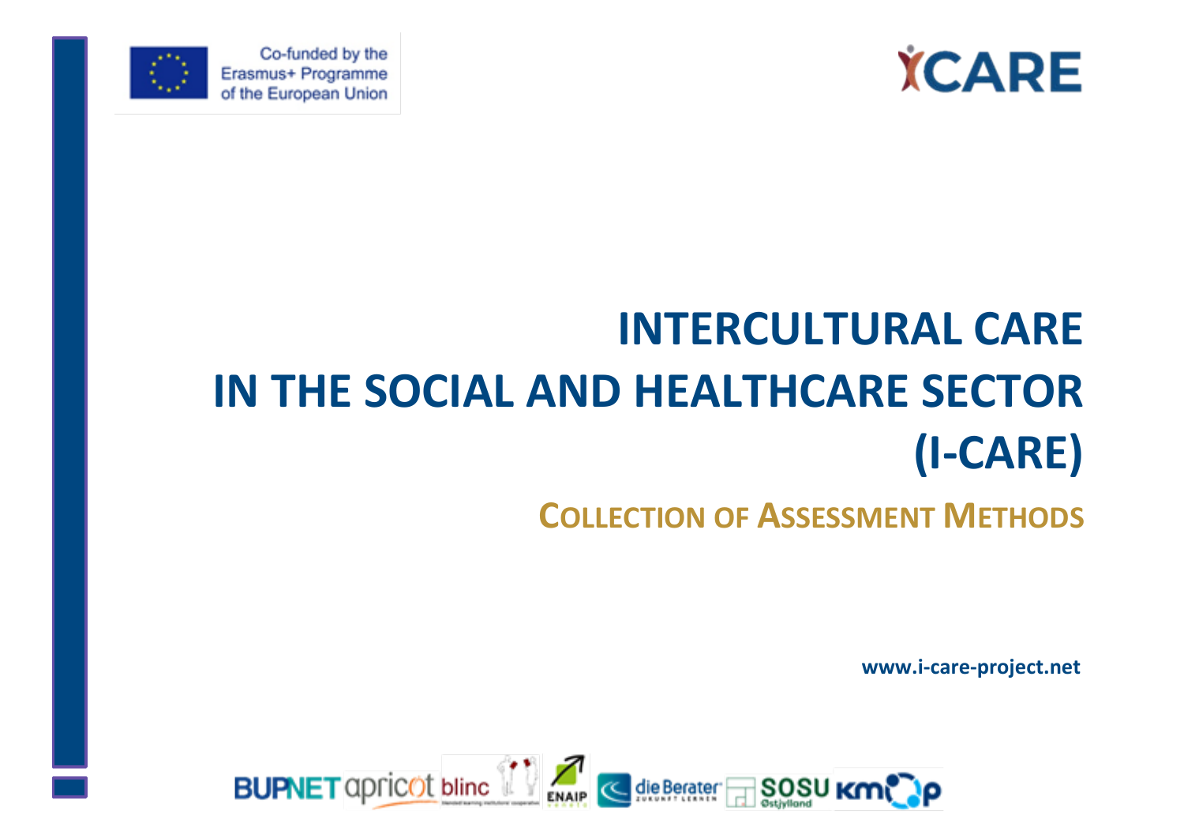Co-funded by the Erasmus+ Programme of the European Union

# INTERCULTURAL CARE IN THE SOCIAL AND HEALTHCARE SECTOR (I-CARE)

## COLLECTION OF ASSESSMENT METHODS

**www.i-care-project.net**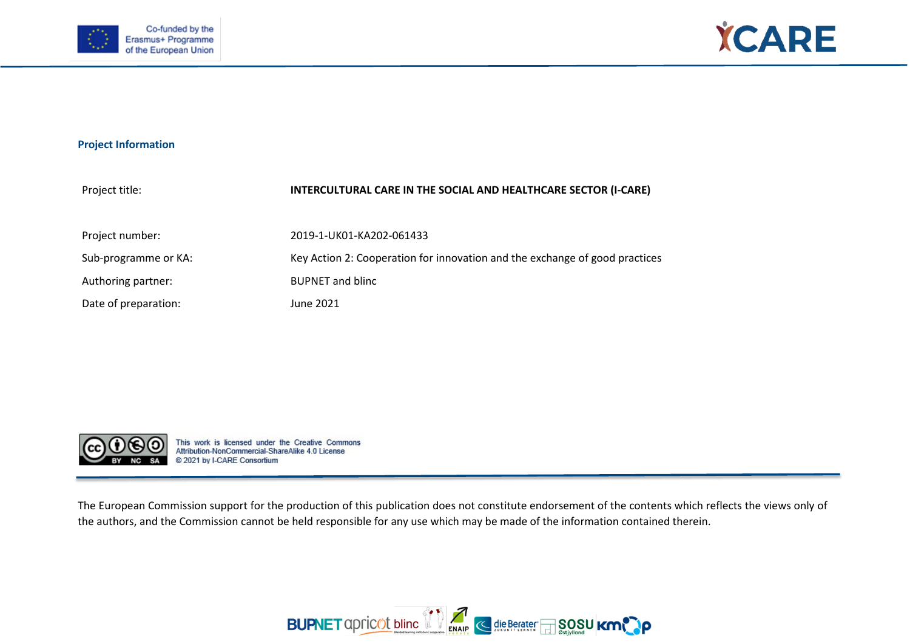## Project Information

| | |
|---|---|
| Project title: | **INTERCULTURAL CARE IN THE SOCIAL AND HEALTHCARE SECTOR (I-CARE)** |
| Project number: | 2019-1-UK01-KA202-061433 |
| Sub-programme or KA: | Key Action 2: Cooperation for innovation and the exchange of good practices |
| Authoring partner: | BUPNET and blinc |
| Date of preparation: | June 2021 |

This work is licensed under the Creative Commons Attribution-NonCommercial-ShareAlike 4.0 License
© 2021 by I-CARE Consortium

The European Commission support for the production of this publication does not constitute endorsement of the contents which reflects the views only of the authors, and the Commission cannot be held responsible for any use which may be made of the information contained therein.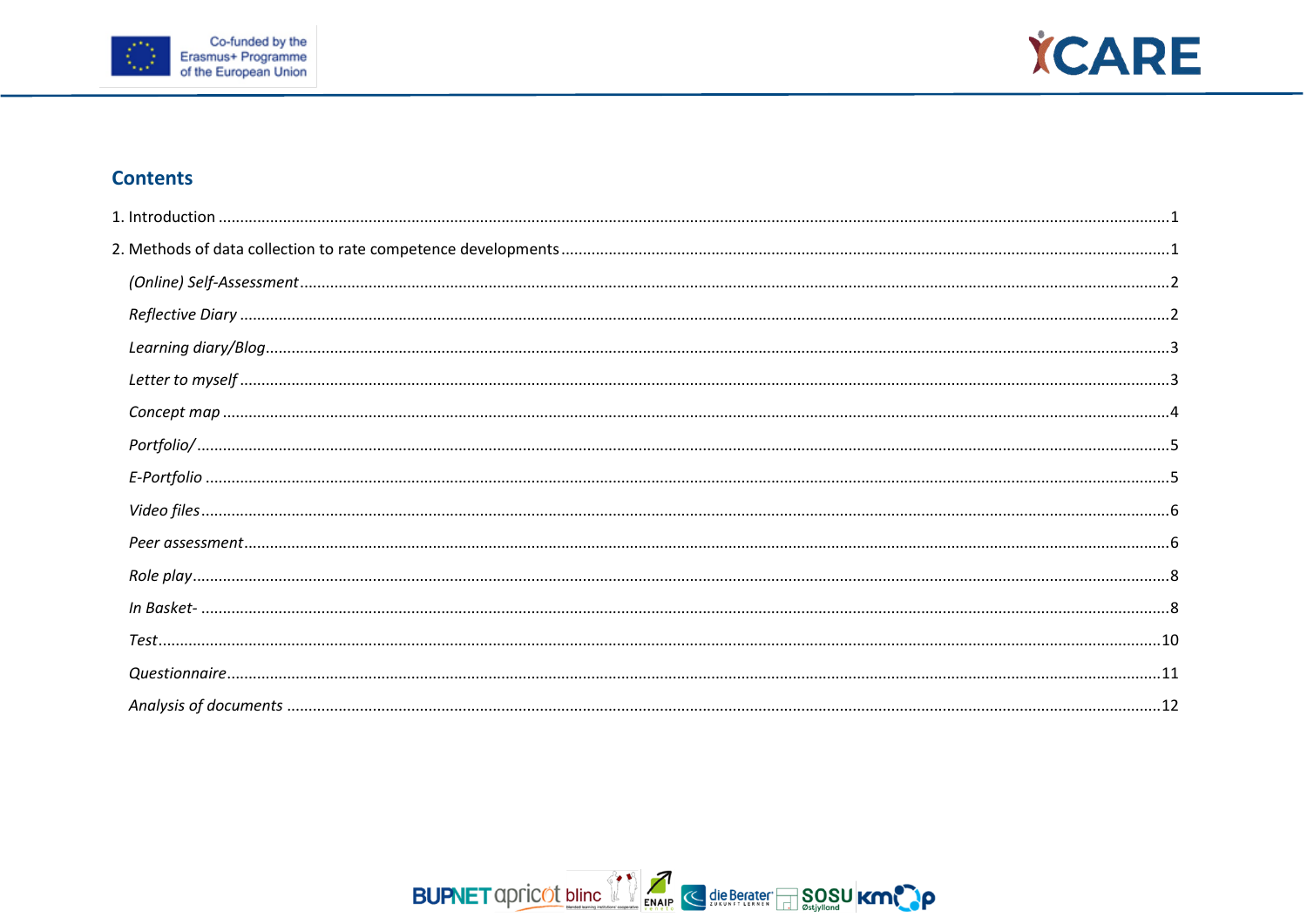## Contents

1. Introduction ........................................................................................................ 1

2. Methods of data collection to rate competence developments ........................................ 1

*(Online) Self-Assessment* ............................................................................................. 2

*Reflective Diary* ........................................................................................................... 2

*Learning diary/Blog* ...................................................................................................... 3

*Letter to myself* ............................................................................................................ 3

*Concept map* ................................................................................................................ 4

*Portfolio/* ...................................................................................................................... 5

*E-Portfolio* .................................................................................................................... 5

*Video files* .................................................................................................................... 6

*Peer assessment* ........................................................................................................... 6

*Role play* ...................................................................................................................... 8

*In Basket-* ..................................................................................................................... 8

*Test* ............................................................................................................................. 10

*Questionnaire* ............................................................................................................... 11

*Analysis of documents* .................................................................................................. 12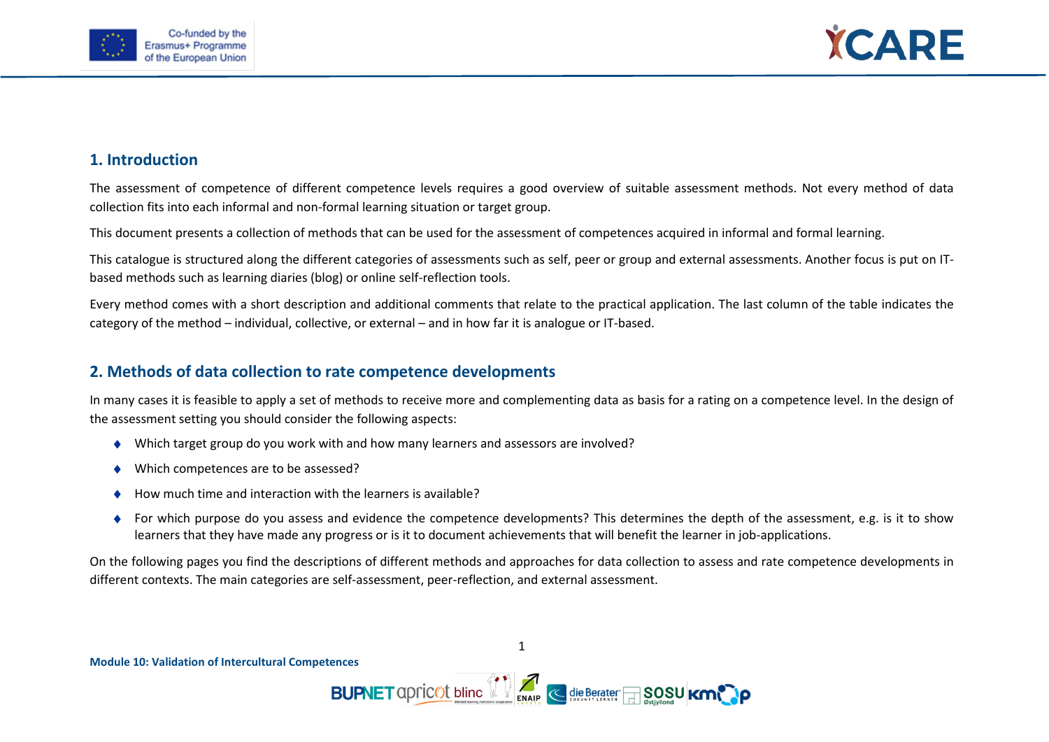## 1. Introduction

The assessment of competence of different competence levels requires a good overview of suitable assessment methods. Not every method of data collection fits into each informal and non-formal learning situation or target group.

This document presents a collection of methods that can be used for the assessment of competences acquired in informal and formal learning.

This catalogue is structured along the different categories of assessments such as self, peer or group and external assessments. Another focus is put on IT-based methods such as learning diaries (blog) or online self-reflection tools.

Every method comes with a short description and additional comments that relate to the practical application. The last column of the table indicates the category of the method – individual, collective, or external – and in how far it is analogue or IT-based.

## 2. Methods of data collection to rate competence developments

In many cases it is feasible to apply a set of methods to receive more and complementing data as basis for a rating on a competence level. In the design of the assessment setting you should consider the following aspects:

- Which target group do you work with and how many learners and assessors are involved?
- Which competences are to be assessed?
- How much time and interaction with the learners is available?
- For which purpose do you assess and evidence the competence developments? This determines the depth of the assessment, e.g. is it to show learners that they have made any progress or is it to document achievements that will benefit the learner in job-applications.

On the following pages you find the descriptions of different methods and approaches for data collection to assess and rate competence developments in different contexts. The main categories are self-assessment, peer-reflection, and external assessment.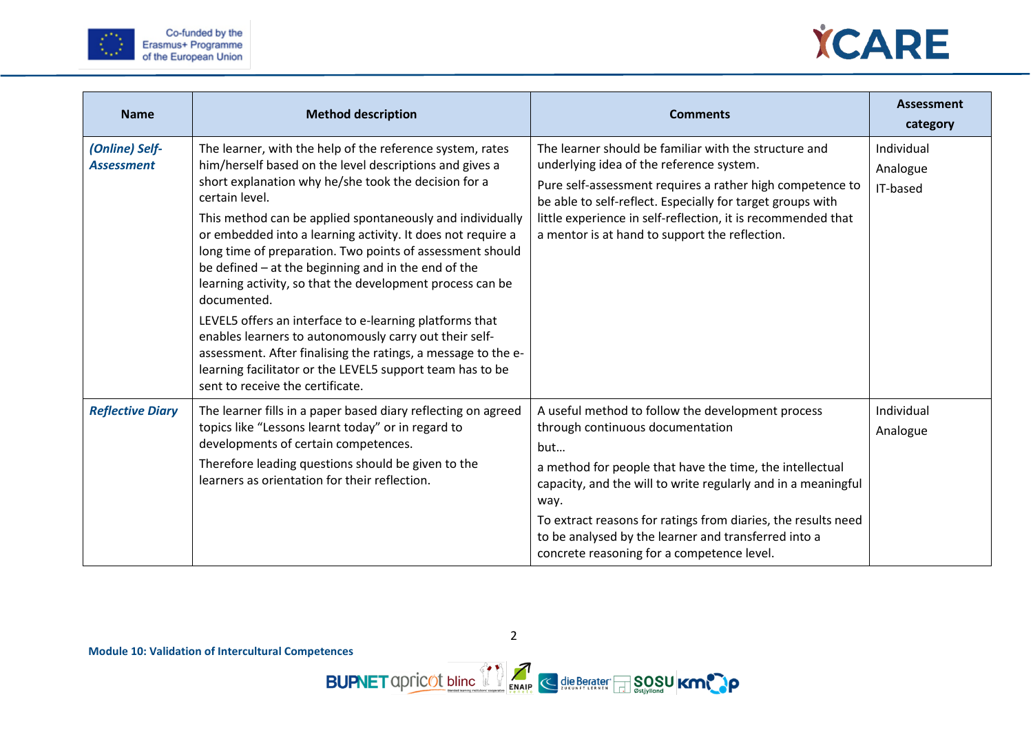| Name | Method description | Comments | Assessment category |
| --- | --- | --- | --- |
| ***(Online) Self-Assessment*** | The learner, with the help of the reference system, rates him/herself based on the level descriptions and gives a short explanation why he/she took the decision for a certain level.<br>This method can be applied spontaneously and individually or embedded into a learning activity. It does not require a long time of preparation. Two points of assessment should be defined – at the beginning and in the end of the learning activity, so that the development process can be documented.<br>LEVEL5 offers an interface to e-learning platforms that enables learners to autonomously carry out their self-assessment. After finalising the ratings, a message to the e-learning facilitator or the LEVEL5 support team has to be sent to receive the certificate. | The learner should be familiar with the structure and underlying idea of the reference system.<br>Pure self-assessment requires a rather high competence to be able to self-reflect. Especially for target groups with little experience in self-reflection, it is recommended that a mentor is at hand to support the reflection. | Individual<br>Analogue<br>IT-based |
| ***Reflective Diary*** | The learner fills in a paper based diary reflecting on agreed topics like "Lessons learnt today" or in regard to developments of certain competences.<br>Therefore leading questions should be given to the learners as orientation for their reflection. | A useful method to follow the development process through continuous documentation<br>but…<br>a method for people that have the time, the intellectual capacity, and the will to write regularly and in a meaningful way.<br>To extract reasons for ratings from diaries, the results need to be analysed by the learner and transferred into a concrete reasoning for a competence level. | Individual<br>Analogue |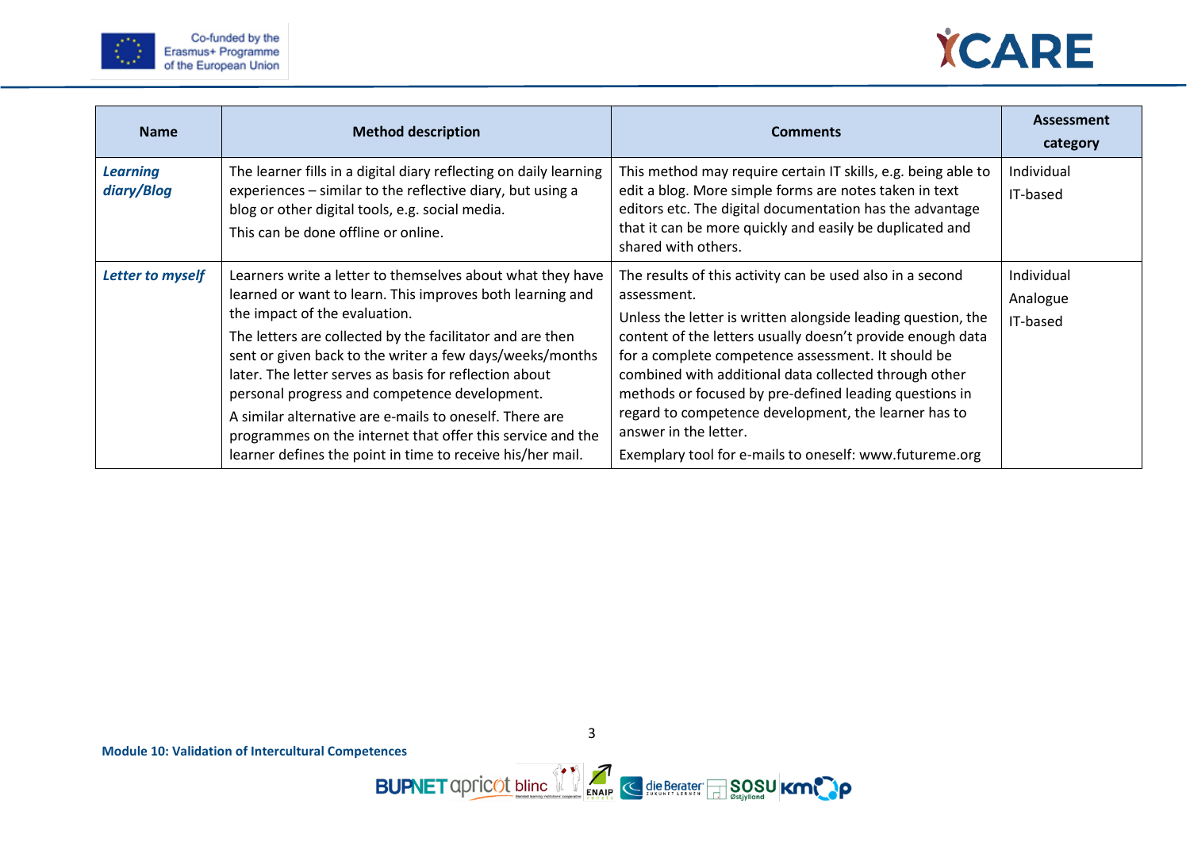| Name | Method description | Comments | Assessment category |
|---|---|---|---|
| ***Learning diary/Blog*** | The learner fills in a digital diary reflecting on daily learning experiences – similar to the reflective diary, but using a blog or other digital tools, e.g. social media.<br>This can be done offline or online. | This method may require certain IT skills, e.g. being able to edit a blog. More simple forms are notes taken in text editors etc. The digital documentation has the advantage that it can be more quickly and easily be duplicated and shared with others. | Individual<br>IT-based |
| ***Letter to myself*** | Learners write a letter to themselves about what they have learned or want to learn. This improves both learning and the impact of the evaluation.<br>The letters are collected by the facilitator and are then sent or given back to the writer a few days/weeks/months later. The letter serves as basis for reflection about personal progress and competence development.<br>A similar alternative are e-mails to oneself. There are programmes on the internet that offer this service and the learner defines the point in time to receive his/her mail. | The results of this activity can be used also in a second assessment.<br>Unless the letter is written alongside leading question, the content of the letters usually doesn't provide enough data for a complete competence assessment. It should be combined with additional data collected through other methods or focused by pre-defined leading questions in regard to competence development, the learner has to answer in the letter.<br>Exemplary tool for e-mails to oneself: www.futureme.org | Individual<br>Analogue<br>IT-based |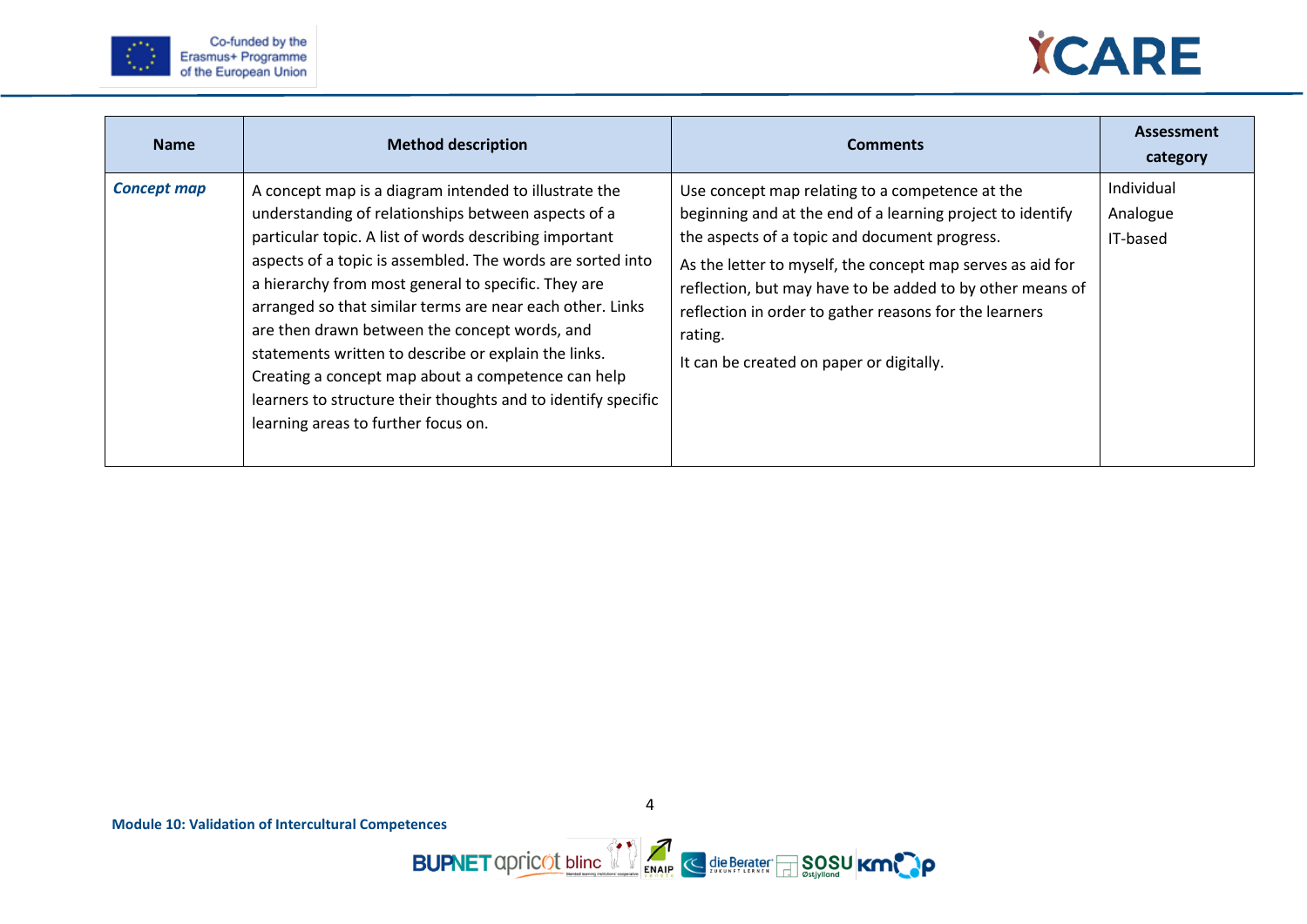| Name | Method description | Comments | Assessment category |
|---|---|---|---|
| ***Concept map*** | A concept map is a diagram intended to illustrate the understanding of relationships between aspects of a particular topic. A list of words describing important aspects of a topic is assembled. The words are sorted into a hierarchy from most general to specific. They are arranged so that similar terms are near each other. Links are then drawn between the concept words, and statements written to describe or explain the links. Creating a concept map about a competence can help learners to structure their thoughts and to identify specific learning areas to further focus on. | Use concept map relating to a competence at the beginning and at the end of a learning project to identify the aspects of a topic and document progress.<br>As the letter to myself, the concept map serves as aid for reflection, but may have to be added to by other means of reflection in order to gather reasons for the learners rating.<br>It can be created on paper or digitally. | Individual<br>Analogue<br>IT-based |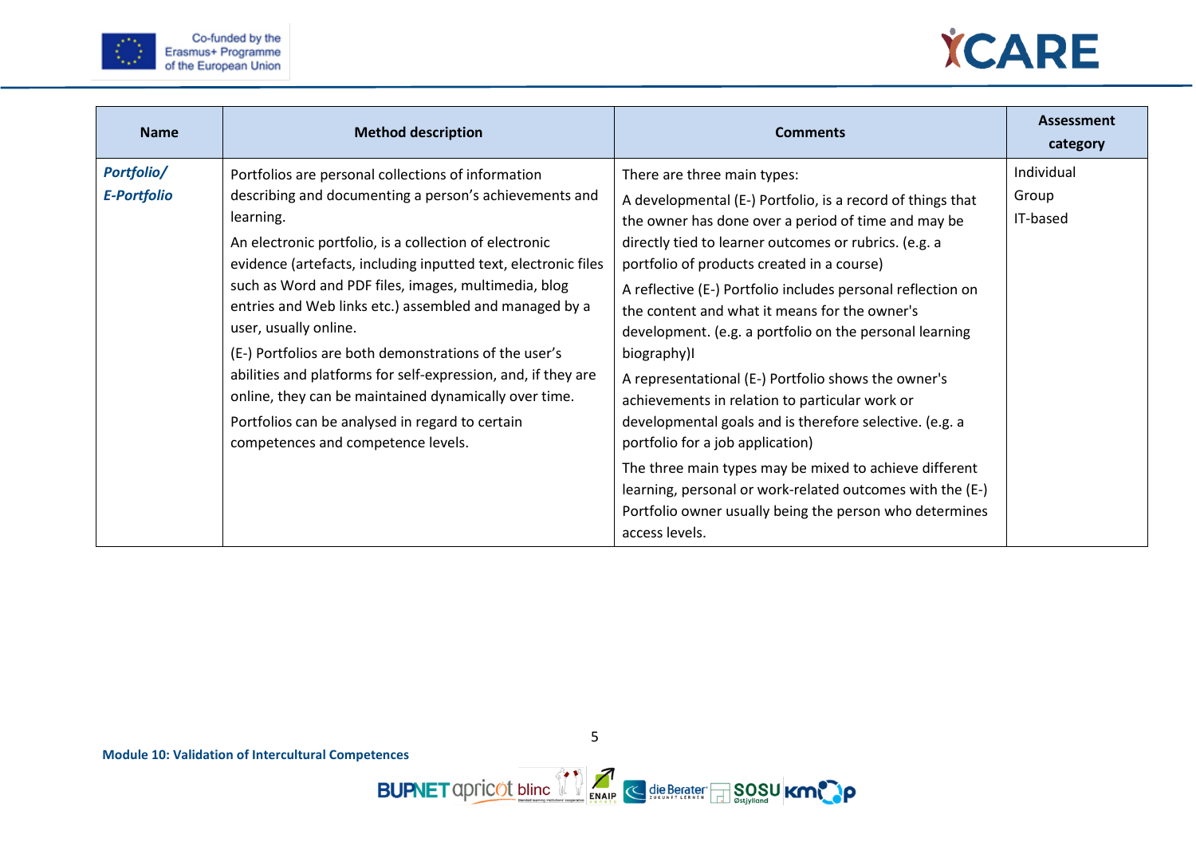| Name | Method description | Comments | Assessment category |
|---|---|---|---|
| ***Portfolio/ E-Portfolio*** | Portfolios are personal collections of information describing and documenting a person's achievements and learning.<br><br>An electronic portfolio, is a collection of electronic evidence (artefacts, including inputted text, electronic files such as Word and PDF files, images, multimedia, blog entries and Web links etc.) assembled and managed by a user, usually online.<br><br>(E-) Portfolios are both demonstrations of the user's abilities and platforms for self-expression, and, if they are online, they can be maintained dynamically over time.<br><br>Portfolios can be analysed in regard to certain competences and competence levels. | There are three main types:<br><br>A developmental (E-) Portfolio, is a record of things that the owner has done over a period of time and may be directly tied to learner outcomes or rubrics. (e.g. a portfolio of products created in a course)<br><br>A reflective (E-) Portfolio includes personal reflection on the content and what it means for the owner's development. (e.g. a portfolio on the personal learning biography)I<br><br>A representational (E-) Portfolio shows the owner's achievements in relation to particular work or developmental goals and is therefore selective. (e.g. a portfolio for a job application)<br><br>The three main types may be mixed to achieve different learning, personal or work-related outcomes with the (E-) Portfolio owner usually being the person who determines access levels. | Individual<br>Group<br>IT-based |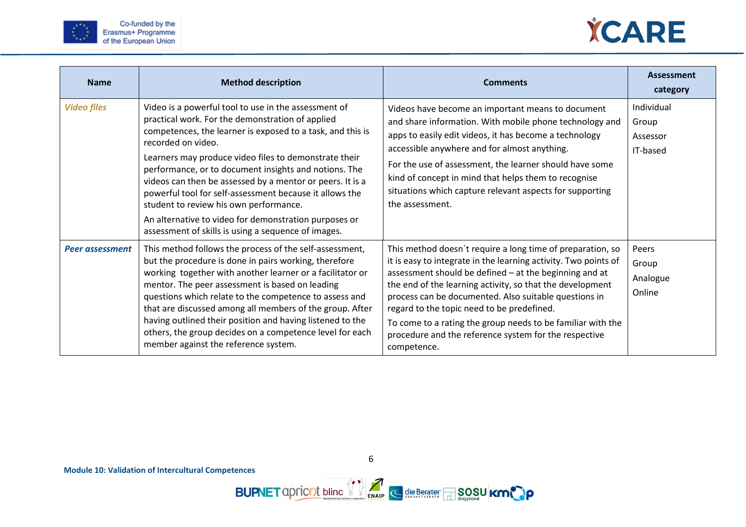| Name | Method description | Comments | Assessment category |
|---|---|---|---|
| ***Video files*** | Video is a powerful tool to use in the assessment of practical work. For the demonstration of applied competences, the learner is exposed to a task, and this is recorded on video.<br><br>Learners may produce video files to demonstrate their performance, or to document insights and notions. The videos can then be assessed by a mentor or peers. It is a powerful tool for self-assessment because it allows the student to review his own performance.<br><br>An alternative to video for demonstration purposes or assessment of skills is using a sequence of images. | Videos have become an important means to document and share information. With mobile phone technology and apps to easily edit videos, it has become a technology accessible anywhere and for almost anything.<br><br>For the use of assessment, the learner should have some kind of concept in mind that helps them to recognise situations which capture relevant aspects for supporting the assessment. | Individual<br>Group<br>Assessor<br>IT-based |
| ***Peer assessment*** | This method follows the process of the self-assessment, but the procedure is done in pairs working, therefore working together with another learner or a facilitator or mentor. The peer assessment is based on leading questions which relate to the competence to assess and that are discussed among all members of the group. After having outlined their position and having listened to the others, the group decides on a competence level for each member against the reference system. | This method doesn´t require a long time of preparation, so it is easy to integrate in the learning activity. Two points of assessment should be defined – at the beginning and at the end of the learning activity, so that the development process can be documented. Also suitable questions in regard to the topic need to be predefined.<br><br>To come to a rating the group needs to be familiar with the procedure and the reference system for the respective competence. | Peers<br>Group<br>Analogue<br>Online |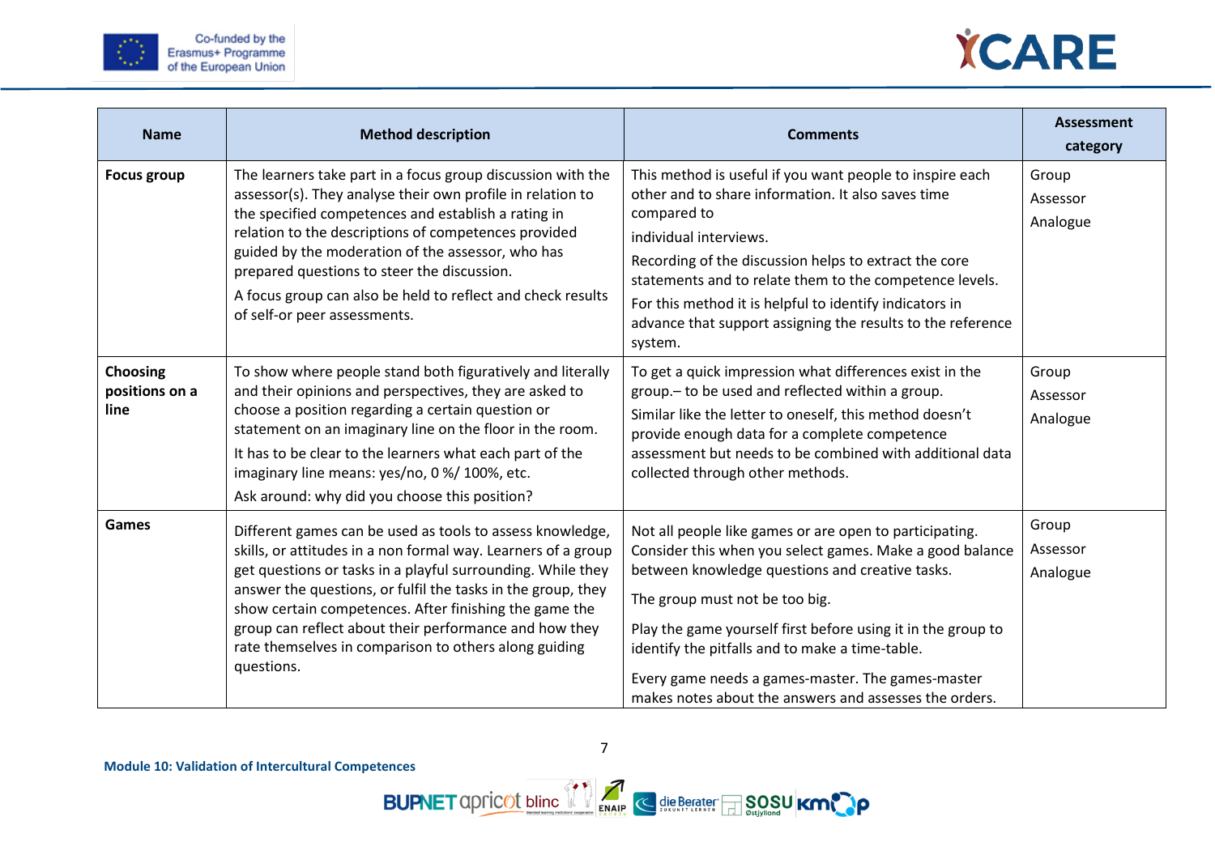| Name | Method description | Comments | Assessment category |
|---|---|---|---|
| **Focus group** | The learners take part in a focus group discussion with the assessor(s). They analyse their own profile in relation to the specified competences and establish a rating in relation to the descriptions of competences provided guided by the moderation of the assessor, who has prepared questions to steer the discussion.<br>A focus group can also be held to reflect and check results of self-or peer assessments. | This method is useful if you want people to inspire each other and to share information. It also saves time compared to<br>individual interviews.<br>Recording of the discussion helps to extract the core statements and to relate them to the competence levels.<br>For this method it is helpful to identify indicators in advance that support assigning the results to the reference system. | Group<br>Assessor<br>Analogue |
| **Choosing positions on a line** | To show where people stand both figuratively and literally and their opinions and perspectives, they are asked to choose a position regarding a certain question or statement on an imaginary line on the floor in the room.<br>It has to be clear to the learners what each part of the imaginary line means: yes/no, 0 %/ 100%, etc.<br>Ask around: why did you choose this position? | To get a quick impression what differences exist in the group.– to be used and reflected within a group.<br>Similar like the letter to oneself, this method doesn't provide enough data for a complete competence assessment but needs to be combined with additional data collected through other methods. | Group<br>Assessor<br>Analogue |
| **Games** | Different games can be used as tools to assess knowledge, skills, or attitudes in a non formal way. Learners of a group get questions or tasks in a playful surrounding. While they answer the questions, or fulfil the tasks in the group, they show certain competences. After finishing the game the group can reflect about their performance and how they rate themselves in comparison to others along guiding questions. | Not all people like games or are open to participating. Consider this when you select games. Make a good balance between knowledge questions and creative tasks.<br>The group must not be too big.<br>Play the game yourself first before using it in the group to identify the pitfalls and to make a time-table.<br>Every game needs a games-master. The games-master makes notes about the answers and assesses the orders. | Group<br>Assessor<br>Analogue |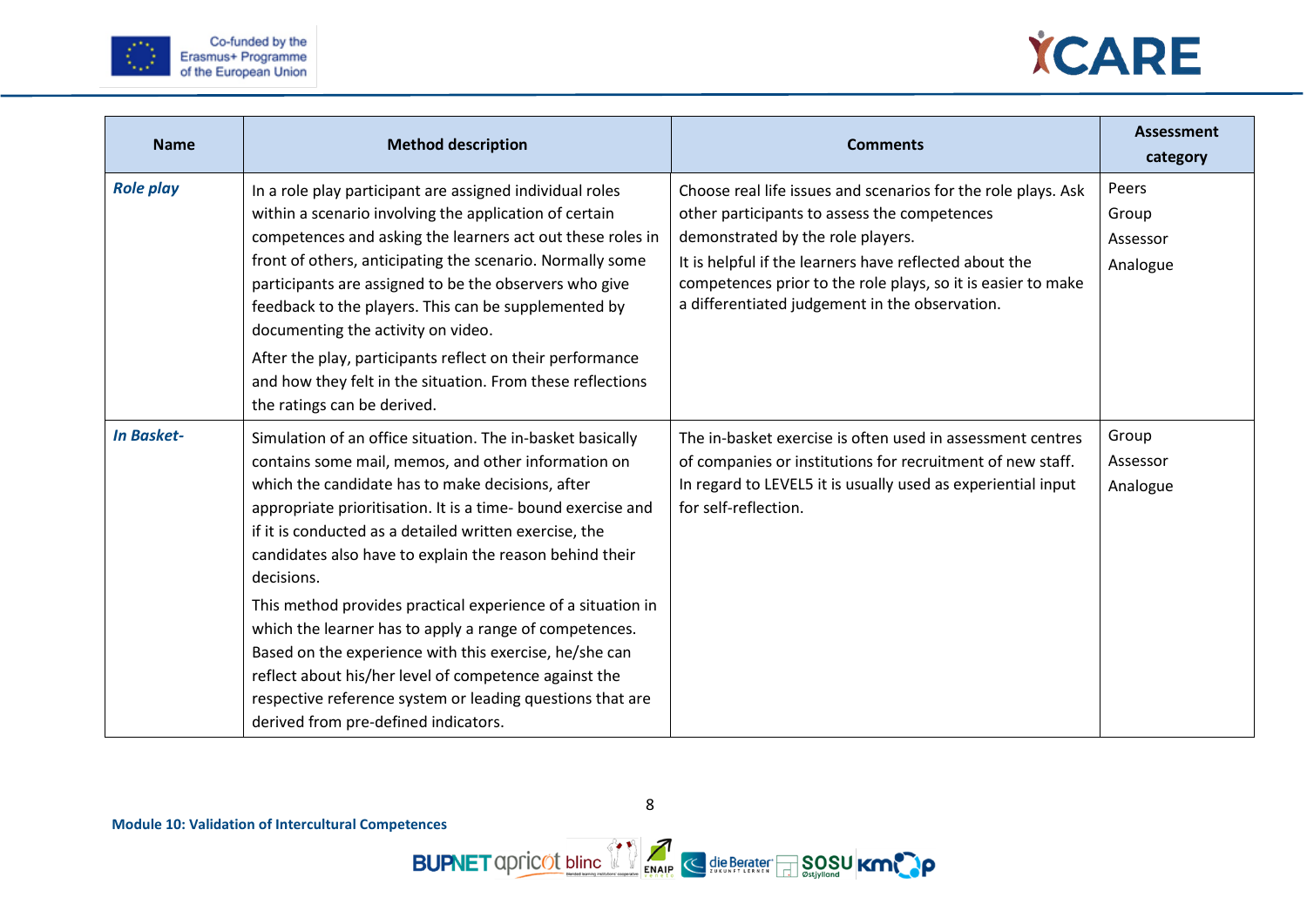| Name | Method description | Comments | Assessment category |
|---|---|---|---|
| ***Role play*** | In a role play participant are assigned individual roles within a scenario involving the application of certain competences and asking the learners act out these roles in front of others, anticipating the scenario. Normally some participants are assigned to be the observers who give feedback to the players. This can be supplemented by documenting the activity on video.<br><br>After the play, participants reflect on their performance and how they felt in the situation. From these reflections the ratings can be derived. | Choose real life issues and scenarios for the role plays. Ask other participants to assess the competences demonstrated by the role players.<br><br>It is helpful if the learners have reflected about the competences prior to the role plays, so it is easier to make a differentiated judgement in the observation. | Peers<br>Group<br>Assessor<br>Analogue |
| ***In Basket-*** | Simulation of an office situation. The in-basket basically contains some mail, memos, and other information on which the candidate has to make decisions, after appropriate prioritisation. It is a time- bound exercise and if it is conducted as a detailed written exercise, the candidates also have to explain the reason behind their decisions.<br><br>This method provides practical experience of a situation in which the learner has to apply a range of competences. Based on the experience with this exercise, he/she can reflect about his/her level of competence against the respective reference system or leading questions that are derived from pre-defined indicators. | The in-basket exercise is often used in assessment centres of companies or institutions for recruitment of new staff. In regard to LEVEL5 it is usually used as experiential input for self-reflection. | Group<br>Assessor<br>Analogue |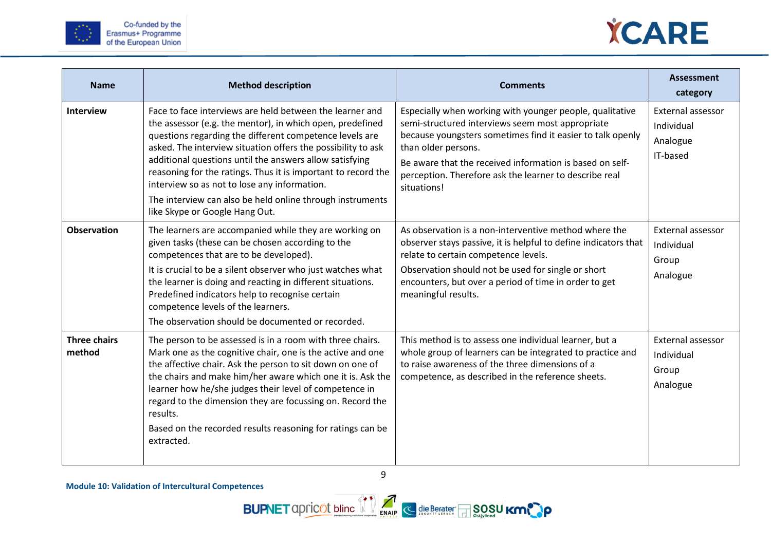| Name | Method description | Comments | Assessment category |
| --- | --- | --- | --- |
| **Interview** | Face to face interviews are held between the learner and the assessor (e.g. the mentor), in which open, predefined questions regarding the different competence levels are asked. The interview situation offers the possibility to ask additional questions until the answers allow satisfying reasoning for the ratings. Thus it is important to record the interview so as not to lose any information.<br>The interview can also be held online through instruments like Skype or Google Hang Out. | Especially when working with younger people, qualitative semi-structured interviews seem most appropriate because youngsters sometimes find it easier to talk openly than older persons.<br>Be aware that the received information is based on self-perception. Therefore ask the learner to describe real situations! | External assessor<br>Individual<br>Analogue<br>IT-based |
| **Observation** | The learners are accompanied while they are working on given tasks (these can be chosen according to the competences that are to be developed).<br>It is crucial to be a silent observer who just watches what the learner is doing and reacting in different situations. Predefined indicators help to recognise certain competence levels of the learners.<br>The observation should be documented or recorded. | As observation is a non-interventive method where the observer stays passive, it is helpful to define indicators that relate to certain competence levels.<br>Observation should not be used for single or short encounters, but over a period of time in order to get meaningful results. | External assessor<br>Individual<br>Group<br>Analogue |
| **Three chairs method** | The person to be assessed is in a room with three chairs. Mark one as the cognitive chair, one is the active and one the affective chair. Ask the person to sit down on one of the chairs and make him/her aware which one it is. Ask the learner how he/she judges their level of competence in regard to the dimension they are focussing on. Record the results.<br>Based on the recorded results reasoning for ratings can be extracted. | This method is to assess one individual learner, but a whole group of learners can be integrated to practice and to raise awareness of the three dimensions of a competence, as described in the reference sheets. | External assessor<br>Individual<br>Group<br>Analogue |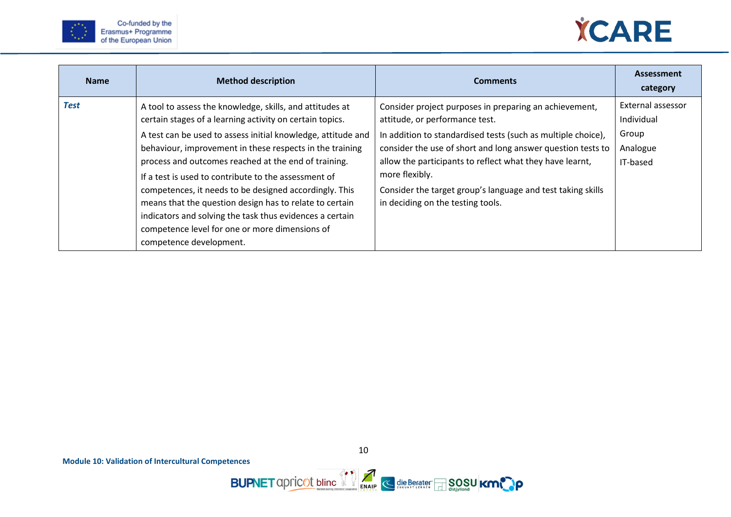| Name | Method description | Comments | Assessment category |
|---|---|---|---|
| ***Test*** | A tool to assess the knowledge, skills, and attitudes at certain stages of a learning activity on certain topics.<br>A test can be used to assess initial knowledge, attitude and behaviour, improvement in these respects in the training process and outcomes reached at the end of training.<br>If a test is used to contribute to the assessment of competences, it needs to be designed accordingly. This means that the question design has to relate to certain indicators and solving the task thus evidences a certain competence level for one or more dimensions of competence development. | Consider project purposes in preparing an achievement, attitude, or performance test.<br>In addition to standardised tests (such as multiple choice), consider the use of short and long answer question tests to allow the participants to reflect what they have learnt, more flexibly.<br>Consider the target group's language and test taking skills in deciding on the testing tools. | External assessor<br>Individual<br>Group<br>Analogue<br>IT-based |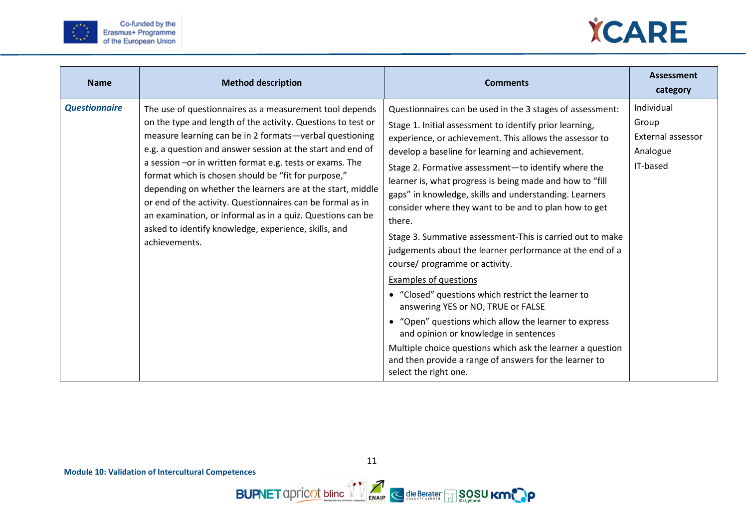| Name | Method description | Comments | Assessment category |
|---|---|---|---|
| ***Questionnaire*** | The use of questionnaires as a measurement tool depends on the type and length of the activity. Questions to test or measure learning can be in 2 formats—verbal questioning e.g. a question and answer session at the start and end of a session –or in written format e.g. tests or exams. The format which is chosen should be "fit for purpose," depending on whether the learners are at the start, middle or end of the activity. Questionnaires can be formal as in an examination, or informal as in a quiz. Questions can be asked to identify knowledge, experience, skills, and achievements. | Questionnaires can be used in the 3 stages of assessment:<br>Stage 1. Initial assessment to identify prior learning, experience, or achievement. This allows the assessor to develop a baseline for learning and achievement.<br>Stage 2. Formative assessment—to identify where the learner is, what progress is being made and how to "fill gaps" in knowledge, skills and understanding. Learners consider where they want to be and to plan how to get there.<br>Stage 3. Summative assessment-This is carried out to make judgements about the learner performance at the end of a course/ programme or activity.<br><u>Examples of questions</u><br>• "Closed" questions which restrict the learner to answering YES or NO, TRUE or FALSE<br>• "Open" questions which allow the learner to express and opinion or knowledge in sentences<br>Multiple choice questions which ask the learner a question and then provide a range of answers for the learner to select the right one. | Individual<br>Group<br>External assessor<br>Analogue<br>IT-based |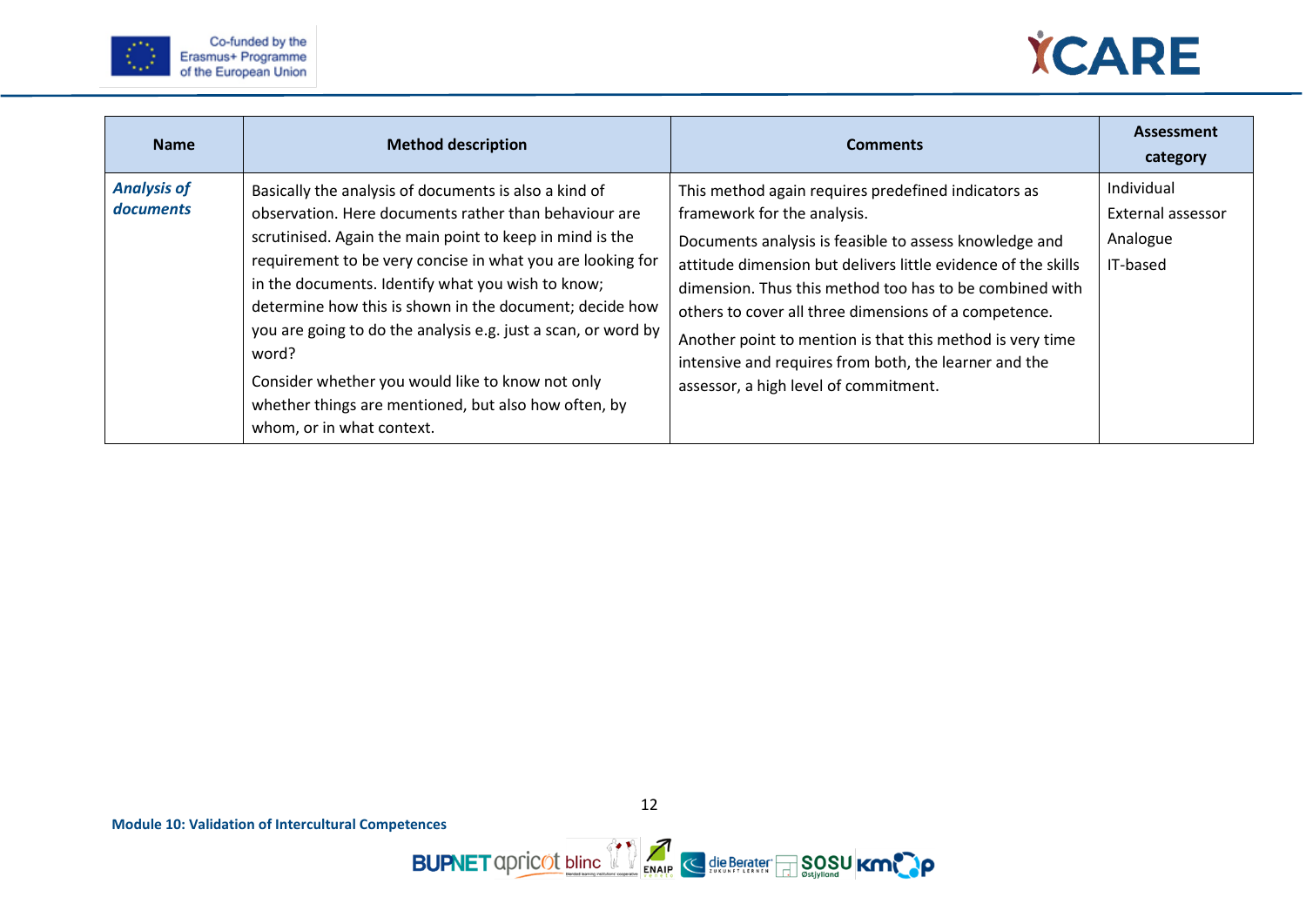| Name | Method description | Comments | Assessment category |
|---|---|---|---|
| ***Analysis of documents*** | Basically the analysis of documents is also a kind of observation. Here documents rather than behaviour are scrutinised. Again the main point to keep in mind is the requirement to be very concise in what you are looking for in the documents. Identify what you wish to know; determine how this is shown in the document; decide how you are going to do the analysis e.g. just a scan, or word by word?<br><br>Consider whether you would like to know not only whether things are mentioned, but also how often, by whom, or in what context. | This method again requires predefined indicators as framework for the analysis.<br><br>Documents analysis is feasible to assess knowledge and attitude dimension but delivers little evidence of the skills dimension. Thus this method too has to be combined with others to cover all three dimensions of a competence.<br><br>Another point to mention is that this method is very time intensive and requires from both, the learner and the assessor, a high level of commitment. | Individual<br>External assessor<br>Analogue<br>IT-based |